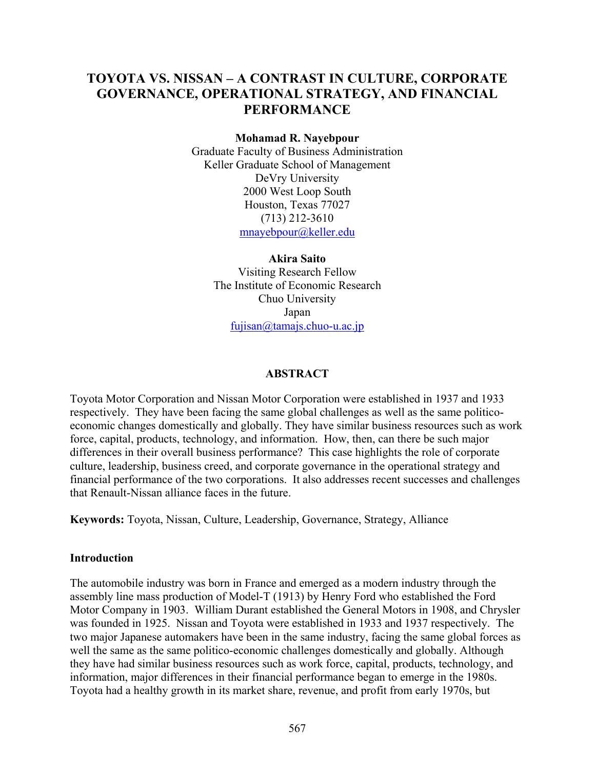# TOYOTA VS. NISSAN – A CONTRAST IN CULTURE, CORPORATE GOVERNANCE, OPERATIONAL STRATEGY, AND FINANCIAL PERFORMANCE

**Mohamad R. Nayebpour**
Graduate Faculty of Business Administration
Keller Graduate School of Management
DeVry University
2000 West Loop South
Houston, Texas 77027
(713) 212-3610
mnayebpour@keller.edu

**Akira Saito**
Visiting Research Fellow
The Institute of Economic Research
Chuo University
Japan
fujisan@tamajs.chuo-u.ac.jp

## ABSTRACT

Toyota Motor Corporation and Nissan Motor Corporation were established in 1937 and 1933 respectively. They have been facing the same global challenges as well as the same politico-economic changes domestically and globally. They have similar business resources such as work force, capital, products, technology, and information. How, then, can there be such major differences in their overall business performance? This case highlights the role of corporate culture, leadership, business creed, and corporate governance in the operational strategy and financial performance of the two corporations. It also addresses recent successes and challenges that Renault-Nissan alliance faces in the future.

**Keywords:** Toyota, Nissan, Culture, Leadership, Governance, Strategy, Alliance

## Introduction

The automobile industry was born in France and emerged as a modern industry through the assembly line mass production of Model-T (1913) by Henry Ford who established the Ford Motor Company in 1903. William Durant established the General Motors in 1908, and Chrysler was founded in 1925. Nissan and Toyota were established in 1933 and 1937 respectively. The two major Japanese automakers have been in the same industry, facing the same global forces as well the same as the same politico-economic challenges domestically and globally. Although they have had similar business resources such as work force, capital, products, technology, and information, major differences in their financial performance began to emerge in the 1980s. Toyota had a healthy growth in its market share, revenue, and profit from early 1970s, but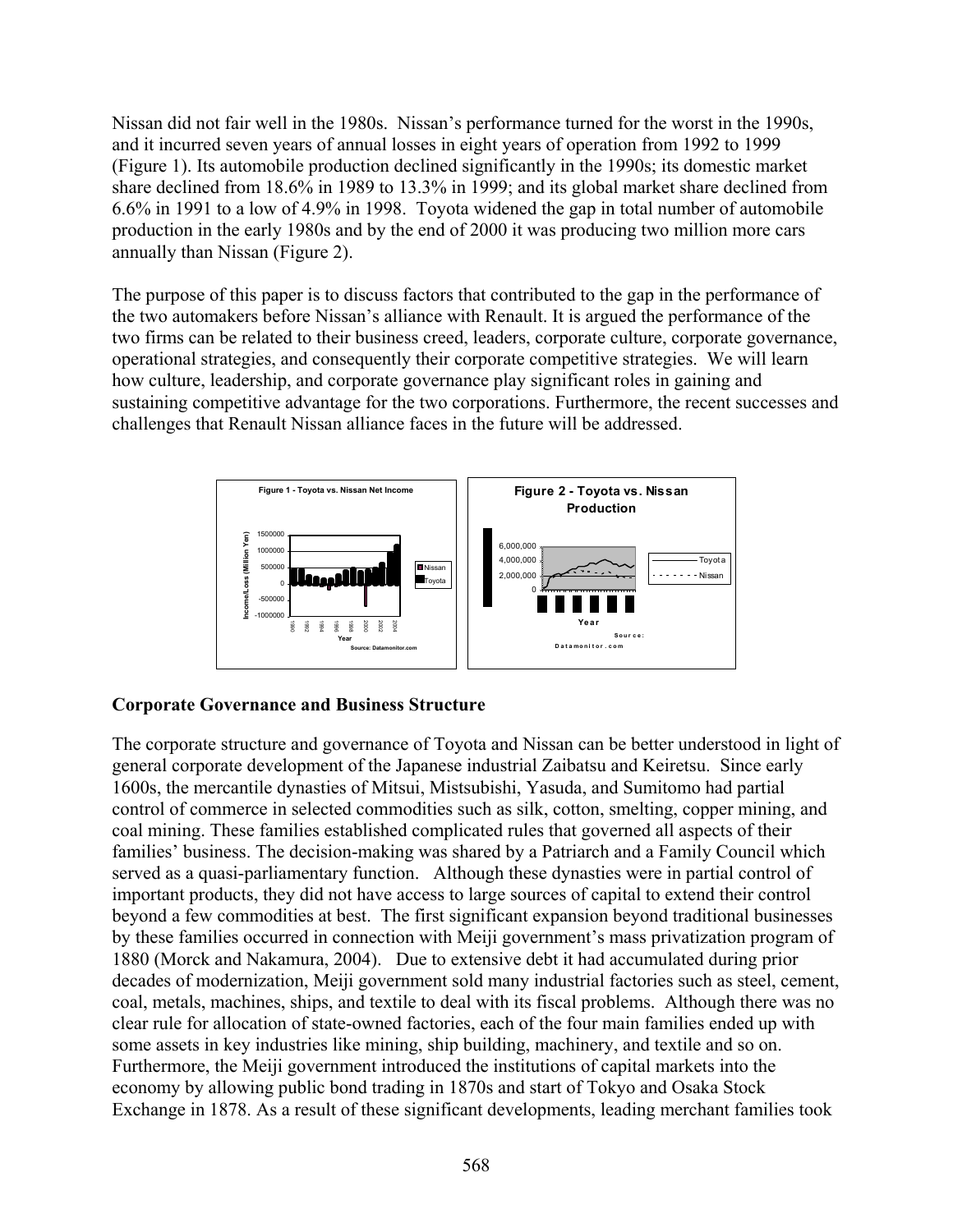Nissan did not fair well in the 1980s. Nissan's performance turned for the worst in the 1990s, and it incurred seven years of annual losses in eight years of operation from 1992 to 1999 (Figure 1). Its automobile production declined significantly in the 1990s; its domestic market share declined from 18.6% in 1989 to 13.3% in 1999; and its global market share declined from 6.6% in 1991 to a low of 4.9% in 1998. Toyota widened the gap in total number of automobile production in the early 1980s and by the end of 2000 it was producing two million more cars annually than Nissan (Figure 2).

The purpose of this paper is to discuss factors that contributed to the gap in the performance of the two automakers before Nissan's alliance with Renault. It is argued the performance of the two firms can be related to their business creed, leaders, corporate culture, corporate governance, operational strategies, and consequently their corporate competitive strategies. We will learn how culture, leadership, and corporate governance play significant roles in gaining and sustaining competitive advantage for the two corporations. Furthermore, the recent successes and challenges that Renault Nissan alliance faces in the future will be addressed.

Figure 1 - Toyota vs. Nissan Net Income

Source: Datamonitor.com

Figure 2 - Toyota vs. Nissan Production

Source: Datamonitor.com

## Corporate Governance and Business Structure

The corporate structure and governance of Toyota and Nissan can be better understood in light of general corporate development of the Japanese industrial Zaibatsu and Keiretsu. Since early 1600s, the mercantile dynasties of Mitsui, Mistsubishi, Yasuda, and Sumitomo had partial control of commerce in selected commodities such as silk, cotton, smelting, copper mining, and coal mining. These families established complicated rules that governed all aspects of their families' business. The decision-making was shared by a Patriarch and a Family Council which served as a quasi-parliamentary function. Although these dynasties were in partial control of important products, they did not have access to large sources of capital to extend their control beyond a few commodities at best. The first significant expansion beyond traditional businesses by these families occurred in connection with Meiji government's mass privatization program of 1880 (Morck and Nakamura, 2004). Due to extensive debt it had accumulated during prior decades of modernization, Meiji government sold many industrial factories such as steel, cement, coal, metals, machines, ships, and textile to deal with its fiscal problems. Although there was no clear rule for allocation of state-owned factories, each of the four main families ended up with some assets in key industries like mining, ship building, machinery, and textile and so on. Furthermore, the Meiji government introduced the institutions of capital markets into the economy by allowing public bond trading in 1870s and start of Tokyo and Osaka Stock Exchange in 1878. As a result of these significant developments, leading merchant families took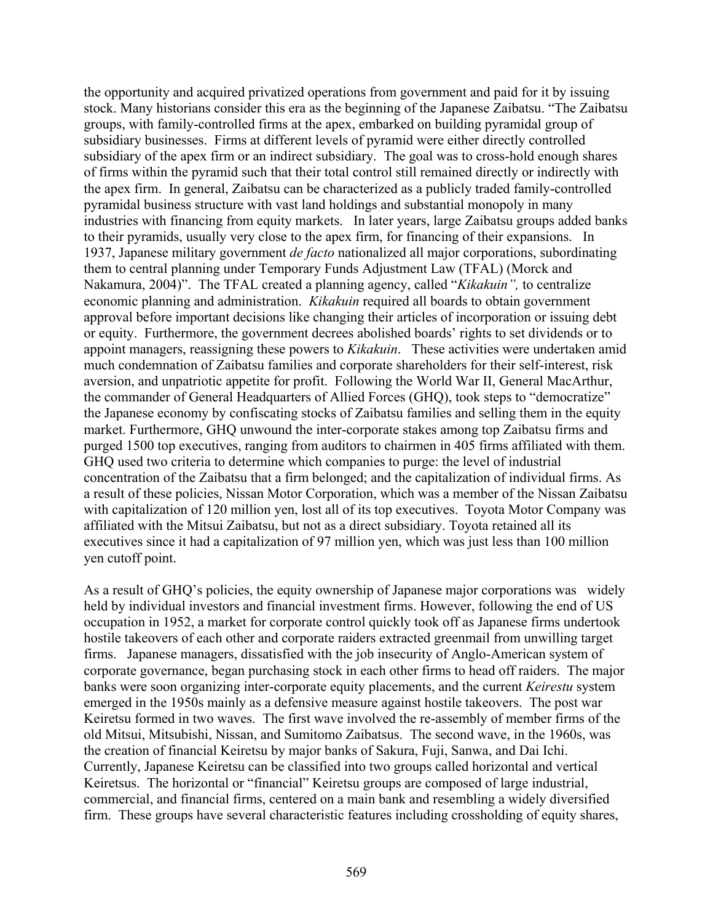the opportunity and acquired privatized operations from government and paid for it by issuing stock. Many historians consider this era as the beginning of the Japanese Zaibatsu. "The Zaibatsu groups, with family-controlled firms at the apex, embarked on building pyramidal group of subsidiary businesses. Firms at different levels of pyramid were either directly controlled subsidiary of the apex firm or an indirect subsidiary. The goal was to cross-hold enough shares of firms within the pyramid such that their total control still remained directly or indirectly with the apex firm. In general, Zaibatsu can be characterized as a publicly traded family-controlled pyramidal business structure with vast land holdings and substantial monopoly in many industries with financing from equity markets. In later years, large Zaibatsu groups added banks to their pyramids, usually very close to the apex firm, for financing of their expansions. In 1937, Japanese military government *de facto* nationalized all major corporations, subordinating them to central planning under Temporary Funds Adjustment Law (TFAL) (Morck and Nakamura, 2004)". The TFAL created a planning agency, called "*Kikakuin",* to centralize economic planning and administration. *Kikakuin* required all boards to obtain government approval before important decisions like changing their articles of incorporation or issuing debt or equity. Furthermore, the government decrees abolished boards' rights to set dividends or to appoint managers, reassigning these powers to *Kikakuin*. These activities were undertaken amid much condemnation of Zaibatsu families and corporate shareholders for their self-interest, risk aversion, and unpatriotic appetite for profit. Following the World War II, General MacArthur, the commander of General Headquarters of Allied Forces (GHQ), took steps to "democratize" the Japanese economy by confiscating stocks of Zaibatsu families and selling them in the equity market. Furthermore, GHQ unwound the inter-corporate stakes among top Zaibatsu firms and purged 1500 top executives, ranging from auditors to chairmen in 405 firms affiliated with them. GHQ used two criteria to determine which companies to purge: the level of industrial concentration of the Zaibatsu that a firm belonged; and the capitalization of individual firms. As a result of these policies, Nissan Motor Corporation, which was a member of the Nissan Zaibatsu with capitalization of 120 million yen, lost all of its top executives. Toyota Motor Company was affiliated with the Mitsui Zaibatsu, but not as a direct subsidiary. Toyota retained all its executives since it had a capitalization of 97 million yen, which was just less than 100 million yen cutoff point.

As a result of GHQ's policies, the equity ownership of Japanese major corporations was widely held by individual investors and financial investment firms. However, following the end of US occupation in 1952, a market for corporate control quickly took off as Japanese firms undertook hostile takeovers of each other and corporate raiders extracted greenmail from unwilling target firms. Japanese managers, dissatisfied with the job insecurity of Anglo-American system of corporate governance, began purchasing stock in each other firms to head off raiders. The major banks were soon organizing inter-corporate equity placements, and the current *Keirestu* system emerged in the 1950s mainly as a defensive measure against hostile takeovers. The post war Keiretsu formed in two waves. The first wave involved the re-assembly of member firms of the old Mitsui, Mitsubishi, Nissan, and Sumitomo Zaibatsus. The second wave, in the 1960s, was the creation of financial Keiretsu by major banks of Sakura, Fuji, Sanwa, and Dai Ichi. Currently, Japanese Keiretsu can be classified into two groups called horizontal and vertical Keiretsus. The horizontal or "financial" Keiretsu groups are composed of large industrial, commercial, and financial firms, centered on a main bank and resembling a widely diversified firm. These groups have several characteristic features including crossholding of equity shares,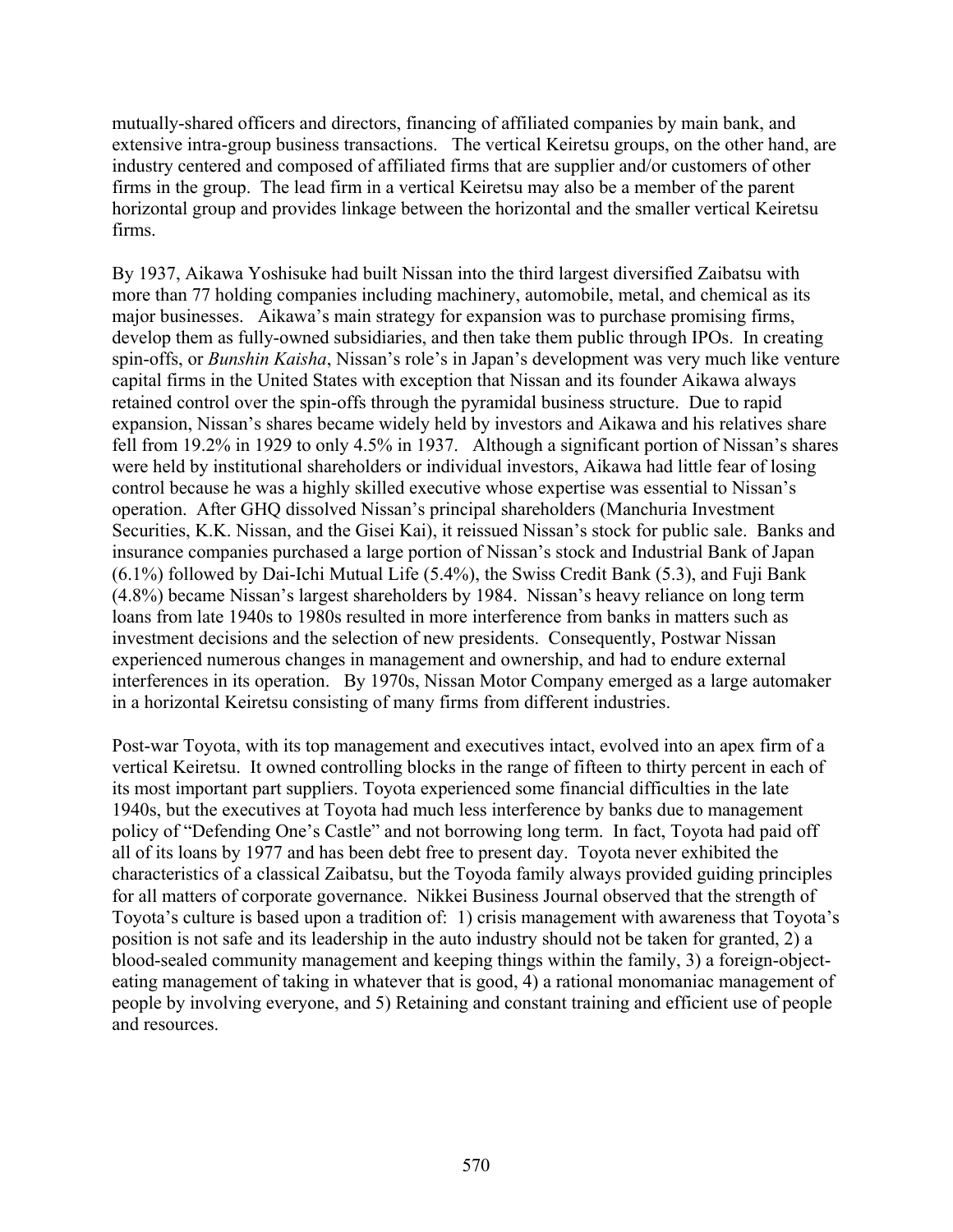mutually-shared officers and directors, financing of affiliated companies by main bank, and extensive intra-group business transactions. The vertical Keiretsu groups, on the other hand, are industry centered and composed of affiliated firms that are supplier and/or customers of other firms in the group. The lead firm in a vertical Keiretsu may also be a member of the parent horizontal group and provides linkage between the horizontal and the smaller vertical Keiretsu firms.

By 1937, Aikawa Yoshisuke had built Nissan into the third largest diversified Zaibatsu with more than 77 holding companies including machinery, automobile, metal, and chemical as its major businesses. Aikawa's main strategy for expansion was to purchase promising firms, develop them as fully-owned subsidiaries, and then take them public through IPOs. In creating spin-offs, or *Bunshin Kaisha*, Nissan's role's in Japan's development was very much like venture capital firms in the United States with exception that Nissan and its founder Aikawa always retained control over the spin-offs through the pyramidal business structure. Due to rapid expansion, Nissan's shares became widely held by investors and Aikawa and his relatives share fell from 19.2% in 1929 to only 4.5% in 1937. Although a significant portion of Nissan's shares were held by institutional shareholders or individual investors, Aikawa had little fear of losing control because he was a highly skilled executive whose expertise was essential to Nissan's operation. After GHQ dissolved Nissan's principal shareholders (Manchuria Investment Securities, K.K. Nissan, and the Gisei Kai), it reissued Nissan's stock for public sale. Banks and insurance companies purchased a large portion of Nissan's stock and Industrial Bank of Japan (6.1%) followed by Dai-Ichi Mutual Life (5.4%), the Swiss Credit Bank (5.3), and Fuji Bank (4.8%) became Nissan's largest shareholders by 1984. Nissan's heavy reliance on long term loans from late 1940s to 1980s resulted in more interference from banks in matters such as investment decisions and the selection of new presidents. Consequently, Postwar Nissan experienced numerous changes in management and ownership, and had to endure external interferences in its operation. By 1970s, Nissan Motor Company emerged as a large automaker in a horizontal Keiretsu consisting of many firms from different industries.

Post-war Toyota, with its top management and executives intact, evolved into an apex firm of a vertical Keiretsu. It owned controlling blocks in the range of fifteen to thirty percent in each of its most important part suppliers. Toyota experienced some financial difficulties in the late 1940s, but the executives at Toyota had much less interference by banks due to management policy of "Defending One's Castle" and not borrowing long term. In fact, Toyota had paid off all of its loans by 1977 and has been debt free to present day. Toyota never exhibited the characteristics of a classical Zaibatsu, but the Toyoda family always provided guiding principles for all matters of corporate governance. Nikkei Business Journal observed that the strength of Toyota's culture is based upon a tradition of: 1) crisis management with awareness that Toyota's position is not safe and its leadership in the auto industry should not be taken for granted, 2) a blood-sealed community management and keeping things within the family, 3) a foreign-object-eating management of taking in whatever that is good, 4) a rational monomaniac management of people by involving everyone, and 5) Retaining and constant training and efficient use of people and resources.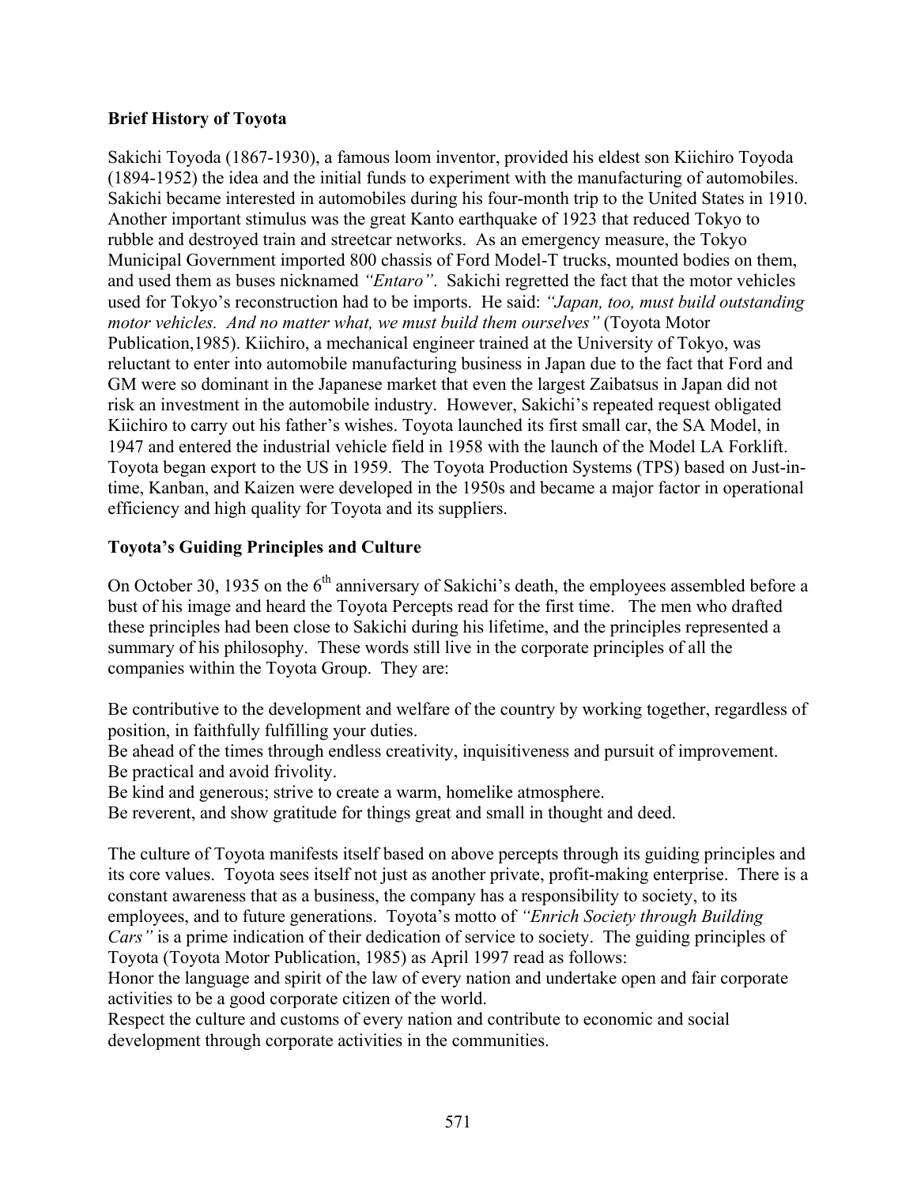**Brief History of Toyota**

Sakichi Toyoda (1867-1930), a famous loom inventor, provided his eldest son Kiichiro Toyoda (1894-1952) the idea and the initial funds to experiment with the manufacturing of automobiles. Sakichi became interested in automobiles during his four-month trip to the United States in 1910. Another important stimulus was the great Kanto earthquake of 1923 that reduced Tokyo to rubble and destroyed train and streetcar networks. As an emergency measure, the Tokyo Municipal Government imported 800 chassis of Ford Model-T trucks, mounted bodies on them, and used them as buses nicknamed *"Entaro"*. Sakichi regretted the fact that the motor vehicles used for Tokyo's reconstruction had to be imports. He said: *"Japan, too, must build outstanding motor vehicles. And no matter what, we must build them ourselves"* (Toyota Motor Publication,1985). Kiichiro, a mechanical engineer trained at the University of Tokyo, was reluctant to enter into automobile manufacturing business in Japan due to the fact that Ford and GM were so dominant in the Japanese market that even the largest Zaibatsus in Japan did not risk an investment in the automobile industry. However, Sakichi's repeated request obligated Kiichiro to carry out his father's wishes. Toyota launched its first small car, the SA Model, in 1947 and entered the industrial vehicle field in 1958 with the launch of the Model LA Forklift. Toyota began export to the US in 1959. The Toyota Production Systems (TPS) based on Just-in-time, Kanban, and Kaizen were developed in the 1950s and became a major factor in operational efficiency and high quality for Toyota and its suppliers.

**Toyota's Guiding Principles and Culture**

On October 30, 1935 on the 6th anniversary of Sakichi's death, the employees assembled before a bust of his image and heard the Toyota Percepts read for the first time. The men who drafted these principles had been close to Sakichi during his lifetime, and the principles represented a summary of his philosophy. These words still live in the corporate principles of all the companies within the Toyota Group. They are:

Be contributive to the development and welfare of the country by working together, regardless of position, in faithfully fulfilling your duties.
Be ahead of the times through endless creativity, inquisitiveness and pursuit of improvement.
Be practical and avoid frivolity.
Be kind and generous; strive to create a warm, homelike atmosphere.
Be reverent, and show gratitude for things great and small in thought and deed.

The culture of Toyota manifests itself based on above percepts through its guiding principles and its core values. Toyota sees itself not just as another private, profit-making enterprise. There is a constant awareness that as a business, the company has a responsibility to society, to its employees, and to future generations. Toyota's motto of *"Enrich Society through Building Cars"* is a prime indication of their dedication of service to society. The guiding principles of Toyota (Toyota Motor Publication, 1985) as April 1997 read as follows:
Honor the language and spirit of the law of every nation and undertake open and fair corporate activities to be a good corporate citizen of the world.
Respect the culture and customs of every nation and contribute to economic and social development through corporate activities in the communities.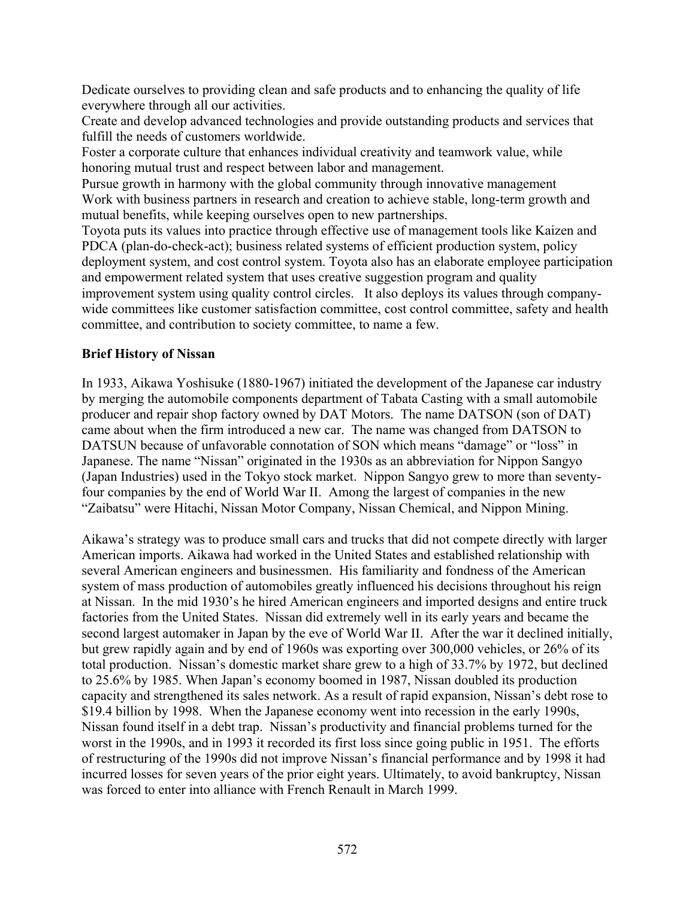Dedicate ourselves to providing clean and safe products and to enhancing the quality of life everywhere through all our activities.

Create and develop advanced technologies and provide outstanding products and services that fulfill the needs of customers worldwide.

Foster a corporate culture that enhances individual creativity and teamwork value, while honoring mutual trust and respect between labor and management.

Pursue growth in harmony with the global community through innovative management

Work with business partners in research and creation to achieve stable, long-term growth and mutual benefits, while keeping ourselves open to new partnerships.

Toyota puts its values into practice through effective use of management tools like Kaizen and PDCA (plan-do-check-act); business related systems of efficient production system, policy deployment system, and cost control system. Toyota also has an elaborate employee participation and empowerment related system that uses creative suggestion program and quality improvement system using quality control circles. It also deploys its values through company-wide committees like customer satisfaction committee, cost control committee, safety and health committee, and contribution to society committee, to name a few.

**Brief History of Nissan**

In 1933, Aikawa Yoshisuke (1880-1967) initiated the development of the Japanese car industry by merging the automobile components department of Tabata Casting with a small automobile producer and repair shop factory owned by DAT Motors. The name DATSON (son of DAT) came about when the firm introduced a new car. The name was changed from DATSON to DATSUN because of unfavorable connotation of SON which means "damage" or "loss" in Japanese. The name "Nissan" originated in the 1930s as an abbreviation for Nippon Sangyo (Japan Industries) used in the Tokyo stock market. Nippon Sangyo grew to more than seventy-four companies by the end of World War II. Among the largest of companies in the new "Zaibatsu" were Hitachi, Nissan Motor Company, Nissan Chemical, and Nippon Mining.

Aikawa's strategy was to produce small cars and trucks that did not compete directly with larger American imports. Aikawa had worked in the United States and established relationship with several American engineers and businessmen. His familiarity and fondness of the American system of mass production of automobiles greatly influenced his decisions throughout his reign at Nissan. In the mid 1930's he hired American engineers and imported designs and entire truck factories from the United States. Nissan did extremely well in its early years and became the second largest automaker in Japan by the eve of World War II. After the war it declined initially, but grew rapidly again and by end of 1960s was exporting over 300,000 vehicles, or 26% of its total production. Nissan's domestic market share grew to a high of 33.7% by 1972, but declined to 25.6% by 1985. When Japan's economy boomed in 1987, Nissan doubled its production capacity and strengthened its sales network. As a result of rapid expansion, Nissan's debt rose to \$19.4 billion by 1998. When the Japanese economy went into recession in the early 1990s, Nissan found itself in a debt trap. Nissan's productivity and financial problems turned for the worst in the 1990s, and in 1993 it recorded its first loss since going public in 1951. The efforts of restructuring of the 1990s did not improve Nissan's financial performance and by 1998 it had incurred losses for seven years of the prior eight years. Ultimately, to avoid bankruptcy, Nissan was forced to enter into alliance with French Renault in March 1999.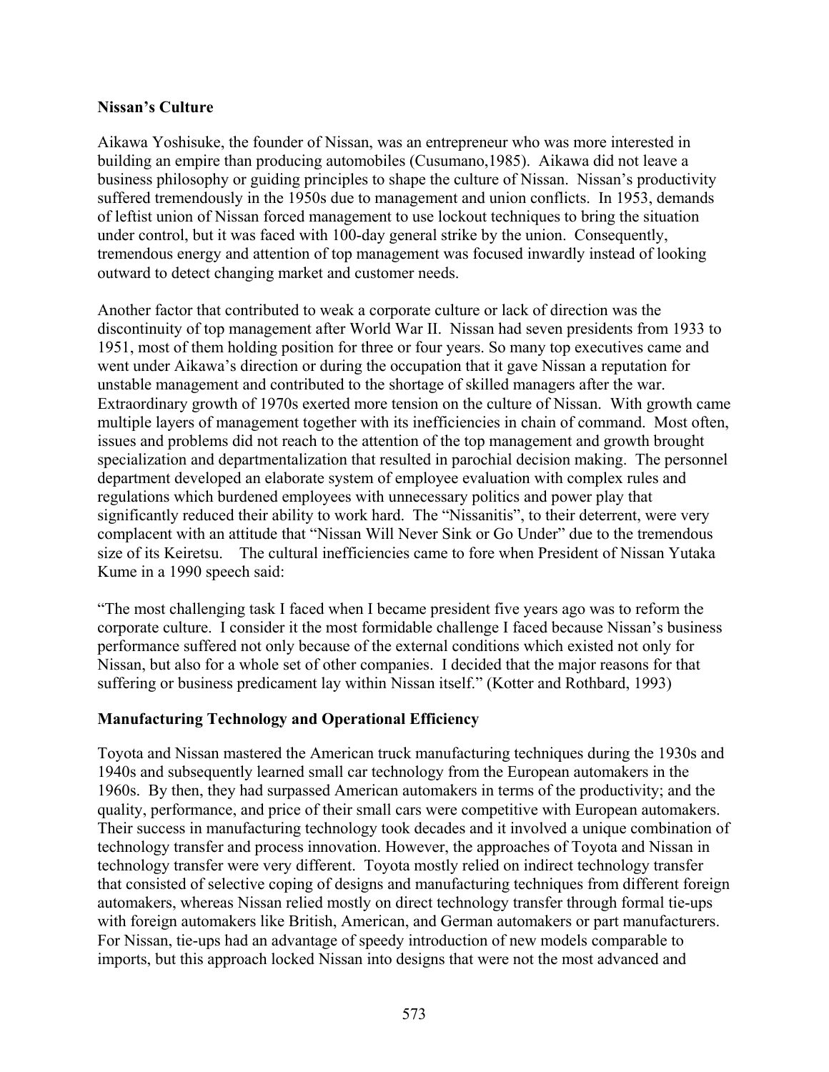**Nissan's Culture**

Aikawa Yoshisuke, the founder of Nissan, was an entrepreneur who was more interested in building an empire than producing automobiles (Cusumano,1985). Aikawa did not leave a business philosophy or guiding principles to shape the culture of Nissan. Nissan's productivity suffered tremendously in the 1950s due to management and union conflicts. In 1953, demands of leftist union of Nissan forced management to use lockout techniques to bring the situation under control, but it was faced with 100-day general strike by the union. Consequently, tremendous energy and attention of top management was focused inwardly instead of looking outward to detect changing market and customer needs.

Another factor that contributed to weak a corporate culture or lack of direction was the discontinuity of top management after World War II. Nissan had seven presidents from 1933 to 1951, most of them holding position for three or four years. So many top executives came and went under Aikawa's direction or during the occupation that it gave Nissan a reputation for unstable management and contributed to the shortage of skilled managers after the war. Extraordinary growth of 1970s exerted more tension on the culture of Nissan. With growth came multiple layers of management together with its inefficiencies in chain of command. Most often, issues and problems did not reach to the attention of the top management and growth brought specialization and departmentalization that resulted in parochial decision making. The personnel department developed an elaborate system of employee evaluation with complex rules and regulations which burdened employees with unnecessary politics and power play that significantly reduced their ability to work hard. The "Nissanitis", to their deterrent, were very complacent with an attitude that "Nissan Will Never Sink or Go Under" due to the tremendous size of its Keiretsu. The cultural inefficiencies came to fore when President of Nissan Yutaka Kume in a 1990 speech said:

"The most challenging task I faced when I became president five years ago was to reform the corporate culture. I consider it the most formidable challenge I faced because Nissan's business performance suffered not only because of the external conditions which existed not only for Nissan, but also for a whole set of other companies. I decided that the major reasons for that suffering or business predicament lay within Nissan itself." (Kotter and Rothbard, 1993)

**Manufacturing Technology and Operational Efficiency**

Toyota and Nissan mastered the American truck manufacturing techniques during the 1930s and 1940s and subsequently learned small car technology from the European automakers in the 1960s. By then, they had surpassed American automakers in terms of the productivity; and the quality, performance, and price of their small cars were competitive with European automakers. Their success in manufacturing technology took decades and it involved a unique combination of technology transfer and process innovation. However, the approaches of Toyota and Nissan in technology transfer were very different. Toyota mostly relied on indirect technology transfer that consisted of selective coping of designs and manufacturing techniques from different foreign automakers, whereas Nissan relied mostly on direct technology transfer through formal tie-ups with foreign automakers like British, American, and German automakers or part manufacturers. For Nissan, tie-ups had an advantage of speedy introduction of new models comparable to imports, but this approach locked Nissan into designs that were not the most advanced and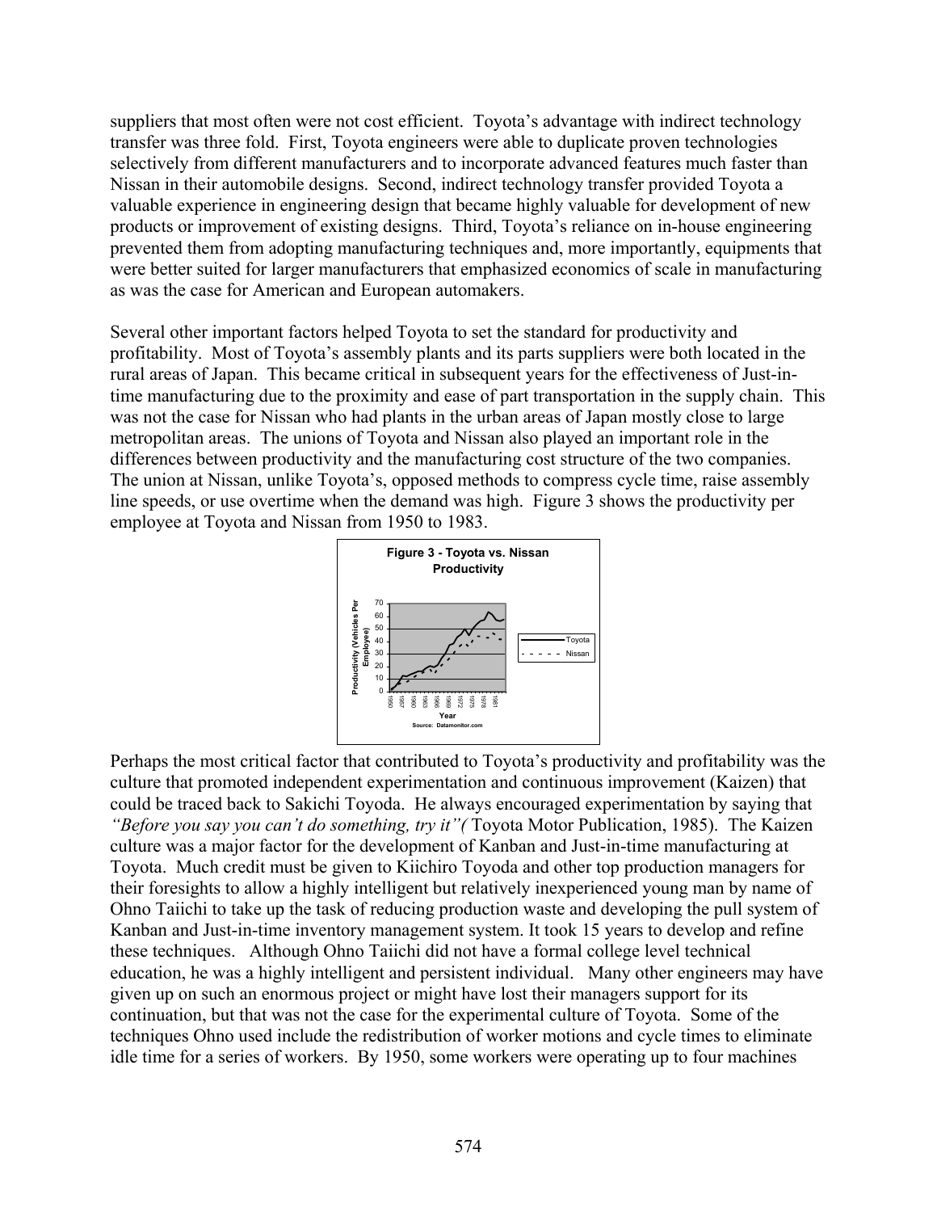suppliers that most often were not cost efficient. Toyota's advantage with indirect technology transfer was three fold. First, Toyota engineers were able to duplicate proven technologies selectively from different manufacturers and to incorporate advanced features much faster than Nissan in their automobile designs. Second, indirect technology transfer provided Toyota a valuable experience in engineering design that became highly valuable for development of new products or improvement of existing designs. Third, Toyota's reliance on in-house engineering prevented them from adopting manufacturing techniques and, more importantly, equipments that were better suited for larger manufacturers that emphasized economics of scale in manufacturing as was the case for American and European automakers.

Several other important factors helped Toyota to set the standard for productivity and profitability. Most of Toyota's assembly plants and its parts suppliers were both located in the rural areas of Japan. This became critical in subsequent years for the effectiveness of Just-in-time manufacturing due to the proximity and ease of part transportation in the supply chain. This was not the case for Nissan who had plants in the urban areas of Japan mostly close to large metropolitan areas. The unions of Toyota and Nissan also played an important role in the differences between productivity and the manufacturing cost structure of the two companies. The union at Nissan, unlike Toyota's, opposed methods to compress cycle time, raise assembly line speeds, or use overtime when the demand was high. Figure 3 shows the productivity per employee at Toyota and Nissan from 1950 to 1983.

**Figure 3 - Toyota vs. Nissan Productivity**

Source: Datamonitor.com

Perhaps the most critical factor that contributed to Toyota's productivity and profitability was the culture that promoted independent experimentation and continuous improvement (Kaizen) that could be traced back to Sakichi Toyoda. He always encouraged experimentation by saying that *"Before you say you can't do something, try it"(* Toyota Motor Publication, 1985). The Kaizen culture was a major factor for the development of Kanban and Just-in-time manufacturing at Toyota. Much credit must be given to Kiichiro Toyoda and other top production managers for their foresights to allow a highly intelligent but relatively inexperienced young man by name of Ohno Taiichi to take up the task of reducing production waste and developing the pull system of Kanban and Just-in-time inventory management system. It took 15 years to develop and refine these techniques. Although Ohno Taiichi did not have a formal college level technical education, he was a highly intelligent and persistent individual. Many other engineers may have given up on such an enormous project or might have lost their managers support for its continuation, but that was not the case for the experimental culture of Toyota. Some of the techniques Ohno used include the redistribution of worker motions and cycle times to eliminate idle time for a series of workers. By 1950, some workers were operating up to four machines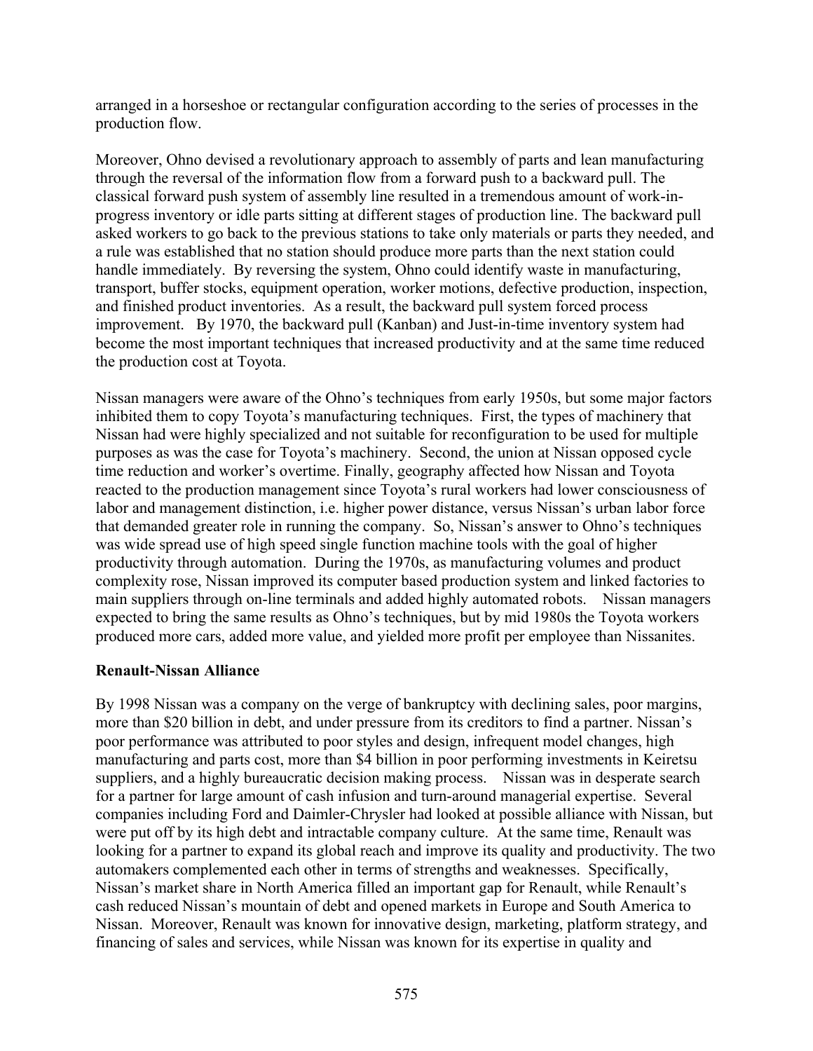arranged in a horseshoe or rectangular configuration according to the series of processes in the production flow.

Moreover, Ohno devised a revolutionary approach to assembly of parts and lean manufacturing through the reversal of the information flow from a forward push to a backward pull. The classical forward push system of assembly line resulted in a tremendous amount of work-in-progress inventory or idle parts sitting at different stages of production line. The backward pull asked workers to go back to the previous stations to take only materials or parts they needed, and a rule was established that no station should produce more parts than the next station could handle immediately. By reversing the system, Ohno could identify waste in manufacturing, transport, buffer stocks, equipment operation, worker motions, defective production, inspection, and finished product inventories. As a result, the backward pull system forced process improvement. By 1970, the backward pull (Kanban) and Just-in-time inventory system had become the most important techniques that increased productivity and at the same time reduced the production cost at Toyota.

Nissan managers were aware of the Ohno's techniques from early 1950s, but some major factors inhibited them to copy Toyota's manufacturing techniques. First, the types of machinery that Nissan had were highly specialized and not suitable for reconfiguration to be used for multiple purposes as was the case for Toyota's machinery. Second, the union at Nissan opposed cycle time reduction and worker's overtime. Finally, geography affected how Nissan and Toyota reacted to the production management since Toyota's rural workers had lower consciousness of labor and management distinction, i.e. higher power distance, versus Nissan's urban labor force that demanded greater role in running the company. So, Nissan's answer to Ohno's techniques was wide spread use of high speed single function machine tools with the goal of higher productivity through automation. During the 1970s, as manufacturing volumes and product complexity rose, Nissan improved its computer based production system and linked factories to main suppliers through on-line terminals and added highly automated robots. Nissan managers expected to bring the same results as Ohno's techniques, but by mid 1980s the Toyota workers produced more cars, added more value, and yielded more profit per employee than Nissanites.

**Renault-Nissan Alliance**

By 1998 Nissan was a company on the verge of bankruptcy with declining sales, poor margins, more than $20 billion in debt, and under pressure from its creditors to find a partner. Nissan's poor performance was attributed to poor styles and design, infrequent model changes, high manufacturing and parts cost, more than $4 billion in poor performing investments in Keiretsu suppliers, and a highly bureaucratic decision making process. Nissan was in desperate search for a partner for large amount of cash infusion and turn-around managerial expertise. Several companies including Ford and Daimler-Chrysler had looked at possible alliance with Nissan, but were put off by its high debt and intractable company culture. At the same time, Renault was looking for a partner to expand its global reach and improve its quality and productivity. The two automakers complemented each other in terms of strengths and weaknesses. Specifically, Nissan's market share in North America filled an important gap for Renault, while Renault's cash reduced Nissan's mountain of debt and opened markets in Europe and South America to Nissan. Moreover, Renault was known for innovative design, marketing, platform strategy, and financing of sales and services, while Nissan was known for its expertise in quality and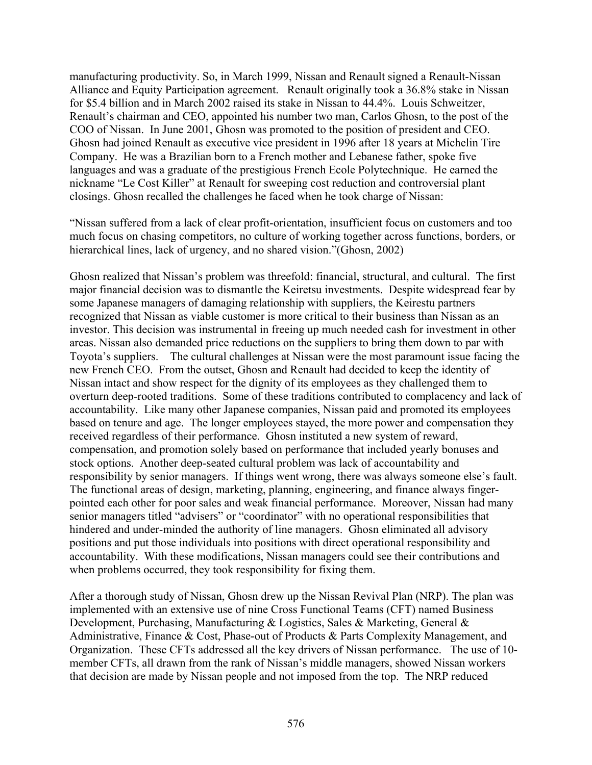manufacturing productivity. So, in March 1999, Nissan and Renault signed a Renault-Nissan Alliance and Equity Participation agreement. Renault originally took a 36.8% stake in Nissan for $5.4 billion and in March 2002 raised its stake in Nissan to 44.4%. Louis Schweitzer, Renault's chairman and CEO, appointed his number two man, Carlos Ghosn, to the post of the COO of Nissan. In June 2001, Ghosn was promoted to the position of president and CEO. Ghosn had joined Renault as executive vice president in 1996 after 18 years at Michelin Tire Company. He was a Brazilian born to a French mother and Lebanese father, spoke five languages and was a graduate of the prestigious French Ecole Polytechnique. He earned the nickname "Le Cost Killer" at Renault for sweeping cost reduction and controversial plant closings. Ghosn recalled the challenges he faced when he took charge of Nissan:

"Nissan suffered from a lack of clear profit-orientation, insufficient focus on customers and too much focus on chasing competitors, no culture of working together across functions, borders, or hierarchical lines, lack of urgency, and no shared vision."(Ghosn, 2002)

Ghosn realized that Nissan's problem was threefold: financial, structural, and cultural. The first major financial decision was to dismantle the Keiretsu investments. Despite widespread fear by some Japanese managers of damaging relationship with suppliers, the Keirestu partners recognized that Nissan as viable customer is more critical to their business than Nissan as an investor. This decision was instrumental in freeing up much needed cash for investment in other areas. Nissan also demanded price reductions on the suppliers to bring them down to par with Toyota's suppliers. The cultural challenges at Nissan were the most paramount issue facing the new French CEO. From the outset, Ghosn and Renault had decided to keep the identity of Nissan intact and show respect for the dignity of its employees as they challenged them to overturn deep-rooted traditions. Some of these traditions contributed to complacency and lack of accountability. Like many other Japanese companies, Nissan paid and promoted its employees based on tenure and age. The longer employees stayed, the more power and compensation they received regardless of their performance. Ghosn instituted a new system of reward, compensation, and promotion solely based on performance that included yearly bonuses and stock options. Another deep-seated cultural problem was lack of accountability and responsibility by senior managers. If things went wrong, there was always someone else's fault. The functional areas of design, marketing, planning, engineering, and finance always finger-pointed each other for poor sales and weak financial performance. Moreover, Nissan had many senior managers titled "advisers" or "coordinator" with no operational responsibilities that hindered and under-minded the authority of line managers. Ghosn eliminated all advisory positions and put those individuals into positions with direct operational responsibility and accountability. With these modifications, Nissan managers could see their contributions and when problems occurred, they took responsibility for fixing them.

After a thorough study of Nissan, Ghosn drew up the Nissan Revival Plan (NRP). The plan was implemented with an extensive use of nine Cross Functional Teams (CFT) named Business Development, Purchasing, Manufacturing & Logistics, Sales & Marketing, General & Administrative, Finance & Cost, Phase-out of Products & Parts Complexity Management, and Organization. These CFTs addressed all the key drivers of Nissan performance. The use of 10-member CFTs, all drawn from the rank of Nissan's middle managers, showed Nissan workers that decision are made by Nissan people and not imposed from the top. The NRP reduced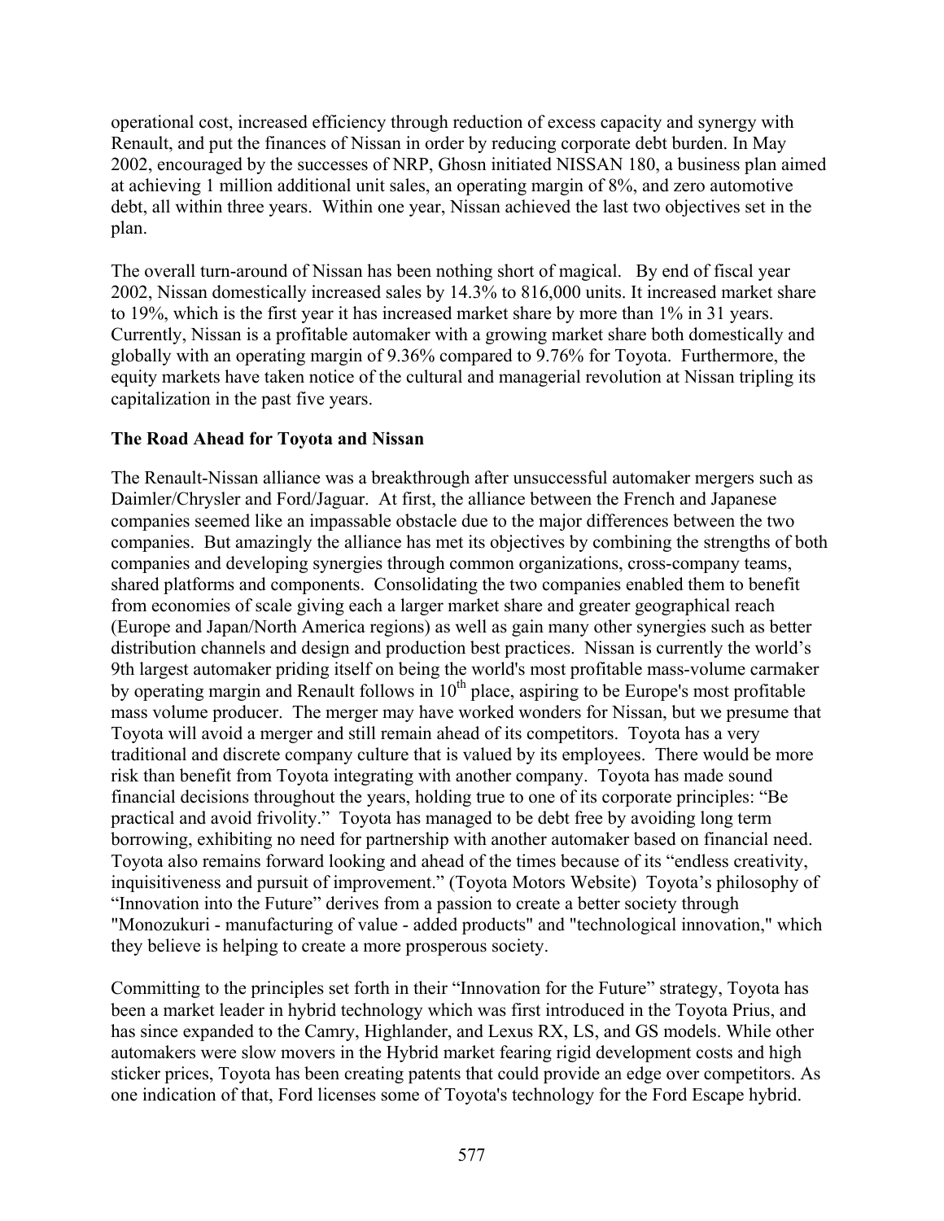operational cost, increased efficiency through reduction of excess capacity and synergy with Renault, and put the finances of Nissan in order by reducing corporate debt burden. In May 2002, encouraged by the successes of NRP, Ghosn initiated NISSAN 180, a business plan aimed at achieving 1 million additional unit sales, an operating margin of 8%, and zero automotive debt, all within three years. Within one year, Nissan achieved the last two objectives set in the plan.

The overall turn-around of Nissan has been nothing short of magical. By end of fiscal year 2002, Nissan domestically increased sales by 14.3% to 816,000 units. It increased market share to 19%, which is the first year it has increased market share by more than 1% in 31 years. Currently, Nissan is a profitable automaker with a growing market share both domestically and globally with an operating margin of 9.36% compared to 9.76% for Toyota. Furthermore, the equity markets have taken notice of the cultural and managerial revolution at Nissan tripling its capitalization in the past five years.

## The Road Ahead for Toyota and Nissan

The Renault-Nissan alliance was a breakthrough after unsuccessful automaker mergers such as Daimler/Chrysler and Ford/Jaguar. At first, the alliance between the French and Japanese companies seemed like an impassable obstacle due to the major differences between the two companies. But amazingly the alliance has met its objectives by combining the strengths of both companies and developing synergies through common organizations, cross-company teams, shared platforms and components. Consolidating the two companies enabled them to benefit from economies of scale giving each a larger market share and greater geographical reach (Europe and Japan/North America regions) as well as gain many other synergies such as better distribution channels and design and production best practices. Nissan is currently the world's 9th largest automaker priding itself on being the world's most profitable mass-volume carmaker by operating margin and Renault follows in 10th place, aspiring to be Europe's most profitable mass volume producer. The merger may have worked wonders for Nissan, but we presume that Toyota will avoid a merger and still remain ahead of its competitors. Toyota has a very traditional and discrete company culture that is valued by its employees. There would be more risk than benefit from Toyota integrating with another company. Toyota has made sound financial decisions throughout the years, holding true to one of its corporate principles: "Be practical and avoid frivolity." Toyota has managed to be debt free by avoiding long term borrowing, exhibiting no need for partnership with another automaker based on financial need. Toyota also remains forward looking and ahead of the times because of its "endless creativity, inquisitiveness and pursuit of improvement." (Toyota Motors Website) Toyota's philosophy of "Innovation into the Future" derives from a passion to create a better society through "Monozukuri - manufacturing of value - added products" and "technological innovation," which they believe is helping to create a more prosperous society.

Committing to the principles set forth in their "Innovation for the Future" strategy, Toyota has been a market leader in hybrid technology which was first introduced in the Toyota Prius, and has since expanded to the Camry, Highlander, and Lexus RX, LS, and GS models. While other automakers were slow movers in the Hybrid market fearing rigid development costs and high sticker prices, Toyota has been creating patents that could provide an edge over competitors. As one indication of that, Ford licenses some of Toyota's technology for the Ford Escape hybrid.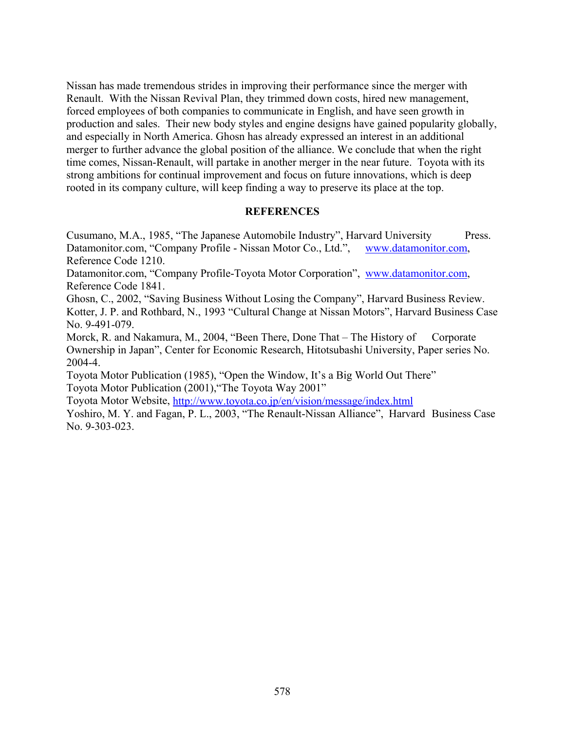Nissan has made tremendous strides in improving their performance since the merger with Renault. With the Nissan Revival Plan, they trimmed down costs, hired new management, forced employees of both companies to communicate in English, and have seen growth in production and sales. Their new body styles and engine designs have gained popularity globally, and especially in North America. Ghosn has already expressed an interest in an additional merger to further advance the global position of the alliance. We conclude that when the right time comes, Nissan-Renault, will partake in another merger in the near future. Toyota with its strong ambitions for continual improvement and focus on future innovations, which is deep rooted in its company culture, will keep finding a way to preserve its place at the top.

## REFERENCES

Cusumano, M.A., 1985, "The Japanese Automobile Industry", Harvard University Press.

Datamonitor.com, "Company Profile - Nissan Motor Co., Ltd.", www.datamonitor.com, Reference Code 1210.

Datamonitor.com, "Company Profile-Toyota Motor Corporation", www.datamonitor.com, Reference Code 1841.

Ghosn, C., 2002, "Saving Business Without Losing the Company", Harvard Business Review.

Kotter, J. P. and Rothbard, N., 1993 "Cultural Change at Nissan Motors", Harvard Business Case No. 9-491-079.

Morck, R. and Nakamura, M., 2004, "Been There, Done That – The History of Corporate Ownership in Japan", Center for Economic Research, Hitotsubashi University, Paper series No. 2004-4.

Toyota Motor Publication (1985), "Open the Window, It's a Big World Out There"

Toyota Motor Publication (2001),"The Toyota Way 2001"

Toyota Motor Website, http://www.toyota.co.jp/en/vision/message/index.html

Yoshiro, M. Y. and Fagan, P. L., 2003, "The Renault-Nissan Alliance", Harvard Business Case No. 9-303-023.